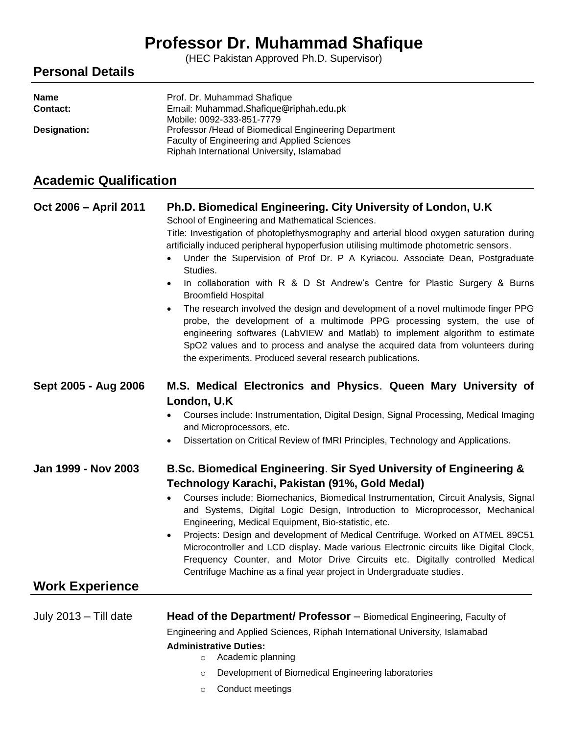# Professor Dr. Muhammad Shafique

(HEC Pakistan Approved Ph.D. Supervisor)

## Personal Details

**Name** Prof. Dr. Muhammad Shafique

**Contact:** Email: Muhammad.Shafique@riphah.edu.pk
Mobile: 0092-333-851-7779

**Designation:** Professor /Head of Biomedical Engineering Department
Faculty of Engineering and Applied Sciences
Riphah International University, Islamabad

## Academic Qualification

**Oct 2006 – April 2011** **Ph.D. Biomedical Engineering. City University of London, U.K**

School of Engineering and Mathematical Sciences.

Title: Investigation of photoplethysmography and arterial blood oxygen saturation during artificially induced peripheral hypoperfusion utilising multimode photometric sensors.

- Under the Supervision of Prof Dr. P A Kyriacou. Associate Dean, Postgraduate Studies.
- In collaboration with R & D St Andrew's Centre for Plastic Surgery & Burns Broomfield Hospital
- The research involved the design and development of a novel multimode finger PPG probe, the development of a multimode PPG processing system, the use of engineering softwares (LabVIEW and Matlab) to implement algorithm to estimate SpO2 values and to process and analyse the acquired data from volunteers during the experiments. Produced several research publications.

**Sept 2005 - Aug 2006** **M.S. Medical Electronics and Physics**. **Queen Mary University of London, U.K**

- Courses include: Instrumentation, Digital Design, Signal Processing, Medical Imaging and Microprocessors, etc.
- Dissertation on Critical Review of fMRI Principles, Technology and Applications.

**Jan 1999 - Nov 2003** **B.Sc. Biomedical Engineering**. **Sir Syed University of Engineering & Technology Karachi, Pakistan (91%, Gold Medal)**

- Courses include: Biomechanics, Biomedical Instrumentation, Circuit Analysis, Signal and Systems, Digital Logic Design, Introduction to Microprocessor, Mechanical Engineering, Medical Equipment, Bio-statistic, etc.
- Projects: Design and development of Medical Centrifuge. Worked on ATMEL 89C51 Microcontroller and LCD display. Made various Electronic circuits like Digital Clock, Frequency Counter, and Motor Drive Circuits etc. Digitally controlled Medical Centrifuge Machine as a final year project in Undergraduate studies.

## Work Experience

July 2013 – Till date **Head of the Department/ Professor** – Biomedical Engineering, Faculty of Engineering and Applied Sciences, Riphah International University, Islamabad

**Administrative Duties:**

- Academic planning
- Development of Biomedical Engineering laboratories
- Conduct meetings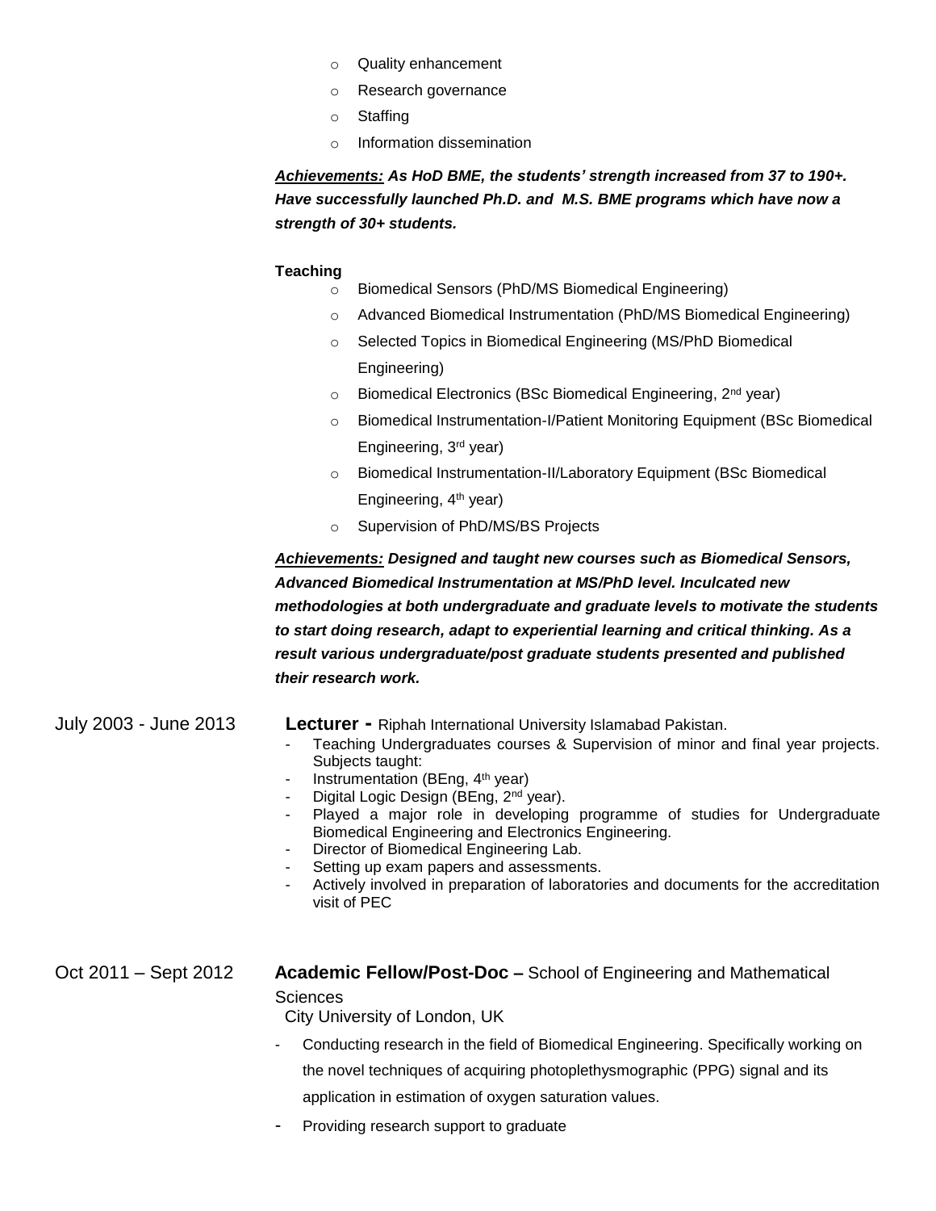- Quality enhancement
- Research governance
- Staffing
- Information dissemination

***<u>Achievements:</u> As HoD BME, the students' strength increased from 37 to 190+. Have successfully launched Ph.D. and M.S. BME programs which have now a strength of 30+ students.***

**Teaching**

- Biomedical Sensors (PhD/MS Biomedical Engineering)
- Advanced Biomedical Instrumentation (PhD/MS Biomedical Engineering)
- Selected Topics in Biomedical Engineering (MS/PhD Biomedical Engineering)
- Biomedical Electronics (BSc Biomedical Engineering, 2nd year)
- Biomedical Instrumentation-I/Patient Monitoring Equipment (BSc Biomedical Engineering, 3rd year)
- Biomedical Instrumentation-II/Laboratory Equipment (BSc Biomedical Engineering, 4th year)
- Supervision of PhD/MS/BS Projects

***<u>Achievements:</u> Designed and taught new courses such as Biomedical Sensors, Advanced Biomedical Instrumentation at MS/PhD level. Inculcated new methodologies at both undergraduate and graduate levels to motivate the students to start doing research, adapt to experiential learning and critical thinking. As a result various undergraduate/post graduate students presented and published their research work.***

July 2003 - June 2013 **Lecturer -** Riphah International University Islamabad Pakistan.

- Teaching Undergraduates courses & Supervision of minor and final year projects. Subjects taught:
- Instrumentation (BEng, 4th year)
- Digital Logic Design (BEng, 2nd year).
- Played a major role in developing programme of studies for Undergraduate Biomedical Engineering and Electronics Engineering.
- Director of Biomedical Engineering Lab.
- Setting up exam papers and assessments.
- Actively involved in preparation of laboratories and documents for the accreditation visit of PEC

Oct 2011 – Sept 2012 **Academic Fellow/Post-Doc –** School of Engineering and Mathematical Sciences
City University of London, UK

- Conducting research in the field of Biomedical Engineering. Specifically working on the novel techniques of acquiring photoplethysmographic (PPG) signal and its application in estimation of oxygen saturation values.
- Providing research support to graduate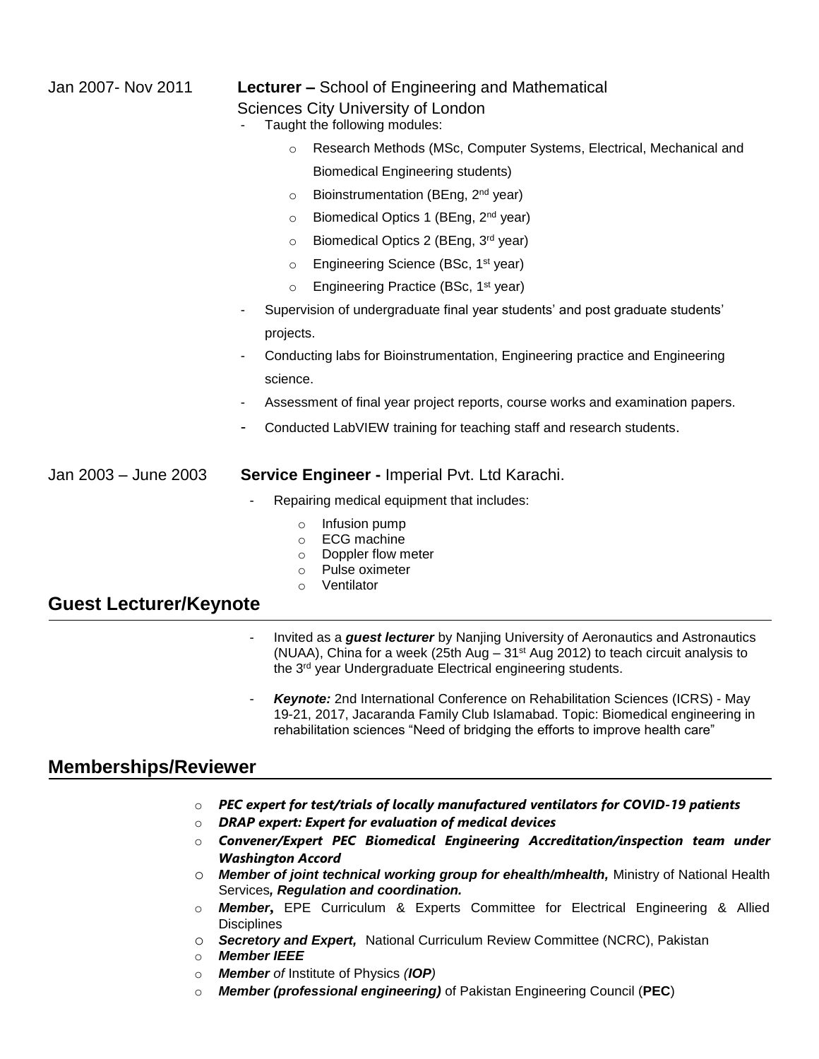Jan 2007- Nov 2011 **Lecturer –** School of Engineering and Mathematical Sciences City University of London

- Taught the following modules:
  - Research Methods (MSc, Computer Systems, Electrical, Mechanical and Biomedical Engineering students)
  - Bioinstrumentation (BEng, 2nd year)
  - Biomedical Optics 1 (BEng, 2nd year)
  - Biomedical Optics 2 (BEng, 3rd year)
  - Engineering Science (BSc, 1st year)
  - Engineering Practice (BSc, 1st year)
- Supervision of undergraduate final year students' and post graduate students' projects.
- Conducting labs for Bioinstrumentation, Engineering practice and Engineering science.
- Assessment of final year project reports, course works and examination papers.
- Conducted LabVIEW training for teaching staff and research students.

Jan 2003 – June 2003 **Service Engineer -** Imperial Pvt. Ltd Karachi.

- Repairing medical equipment that includes:
  - Infusion pump
  - ECG machine
  - Doppler flow meter
  - Pulse oximeter
  - Ventilator

## Guest Lecturer/Keynote

- Invited as a ***guest lecturer*** by Nanjing University of Aeronautics and Astronautics (NUAA), China for a week (25th Aug – 31st Aug 2012) to teach circuit analysis to the 3rd year Undergraduate Electrical engineering students.
- ***Keynote:*** 2nd International Conference on Rehabilitation Sciences (ICRS) - May 19-21, 2017, Jacaranda Family Club Islamabad. Topic: Biomedical engineering in rehabilitation sciences "Need of bridging the efforts to improve health care"

## Memberships/Reviewer

- ***PEC expert for test/trials of locally manufactured ventilators for COVID-19 patients***
- ***DRAP expert: Expert for evaluation of medical devices***
- ***Convener/Expert PEC Biomedical Engineering Accreditation/inspection team under Washington Accord***
- ***Member of joint technical working group for ehealth/mhealth,*** Ministry of National Health Services***, Regulation and coordination.***
- ***Member*, ** EPE Curriculum & Experts Committee for Electrical Engineering & Allied Disciplines
- ***Secretory and Expert,*** National Curriculum Review Committee (NCRC), Pakistan
- ***Member IEEE***
- ***Member** of* Institute of Physics ***(IOP)***
- ***Member (professional engineering)*** of Pakistan Engineering Council (**PEC**)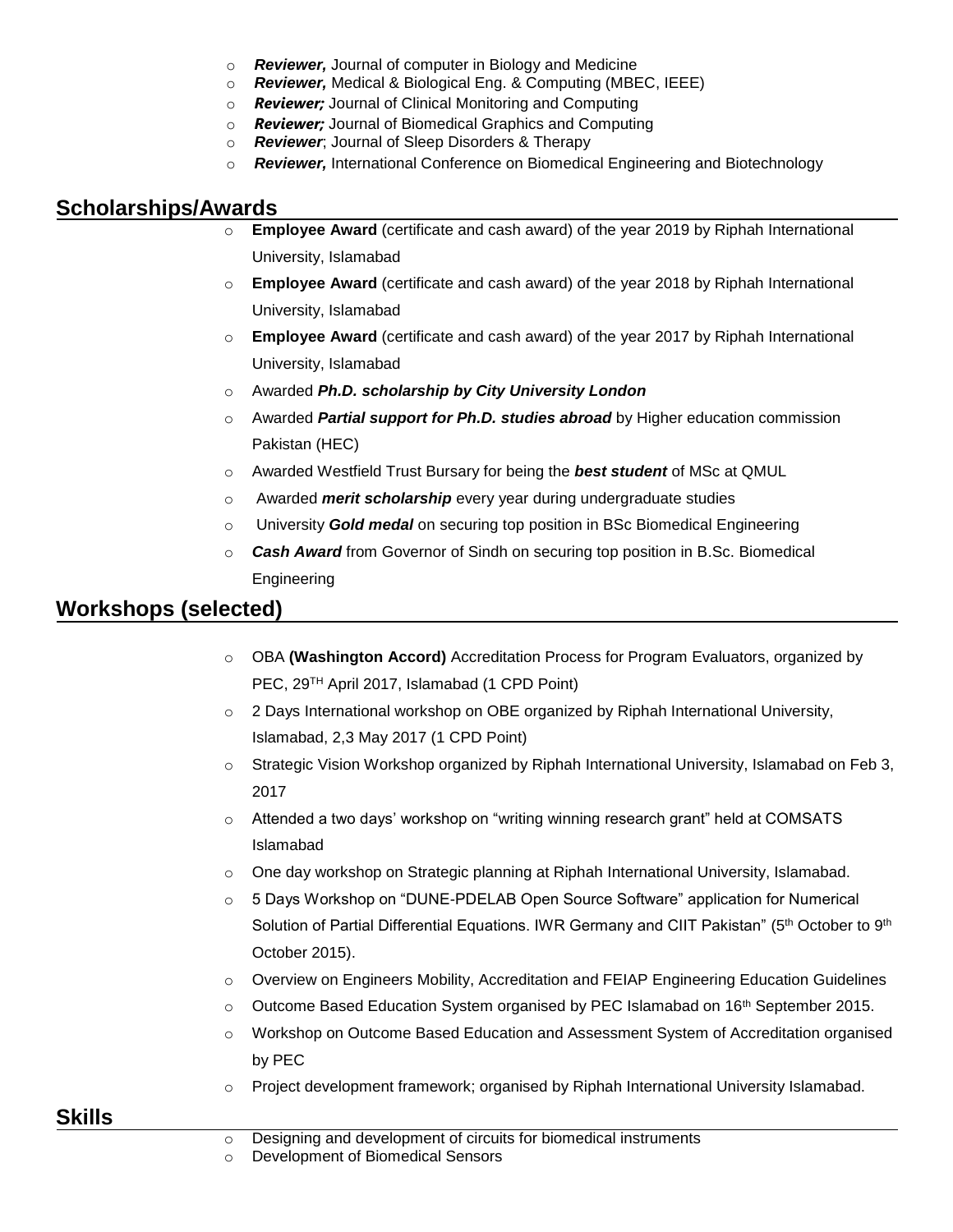- ***Reviewer,*** Journal of computer in Biology and Medicine
- ***Reviewer,*** Medical & Biological Eng. & Computing (MBEC, IEEE)
- ***Reviewer;*** Journal of Clinical Monitoring and Computing
- ***Reviewer;*** Journal of Biomedical Graphics and Computing
- ***Reviewer***; Journal of Sleep Disorders & Therapy
- ***Reviewer,*** International Conference on Biomedical Engineering and Biotechnology

## Scholarships/Awards

- **Employee Award** (certificate and cash award) of the year 2019 by Riphah International University, Islamabad
- **Employee Award** (certificate and cash award) of the year 2018 by Riphah International University, Islamabad
- **Employee Award** (certificate and cash award) of the year 2017 by Riphah International University, Islamabad
- Awarded ***Ph.D. scholarship by City University London***
- Awarded ***Partial support for Ph.D. studies abroad*** by Higher education commission Pakistan (HEC)
- Awarded Westfield Trust Bursary for being the ***best student*** of MSc at QMUL
- Awarded ***merit scholarship*** every year during undergraduate studies
- University ***Gold medal*** on securing top position in BSc Biomedical Engineering
- ***Cash Award*** from Governor of Sindh on securing top position in B.Sc. Biomedical Engineering

## Workshops (selected)

- OBA **(Washington Accord)** Accreditation Process for Program Evaluators, organized by PEC, 29TH April 2017, Islamabad (1 CPD Point)
- 2 Days International workshop on OBE organized by Riphah International University, Islamabad, 2,3 May 2017 (1 CPD Point)
- Strategic Vision Workshop organized by Riphah International University, Islamabad on Feb 3, 2017
- Attended a two days' workshop on "writing winning research grant" held at COMSATS Islamabad
- One day workshop on Strategic planning at Riphah International University, Islamabad.
- 5 Days Workshop on "DUNE-PDELAB Open Source Software" application for Numerical Solution of Partial Differential Equations. IWR Germany and CIIT Pakistan" (5th October to 9th October 2015).
- Overview on Engineers Mobility, Accreditation and FEIAP Engineering Education Guidelines
- Outcome Based Education System organised by PEC Islamabad on 16th September 2015.
- Workshop on Outcome Based Education and Assessment System of Accreditation organised by PEC
- Project development framework; organised by Riphah International University Islamabad.

## Skills

- Designing and development of circuits for biomedical instruments
- Development of Biomedical Sensors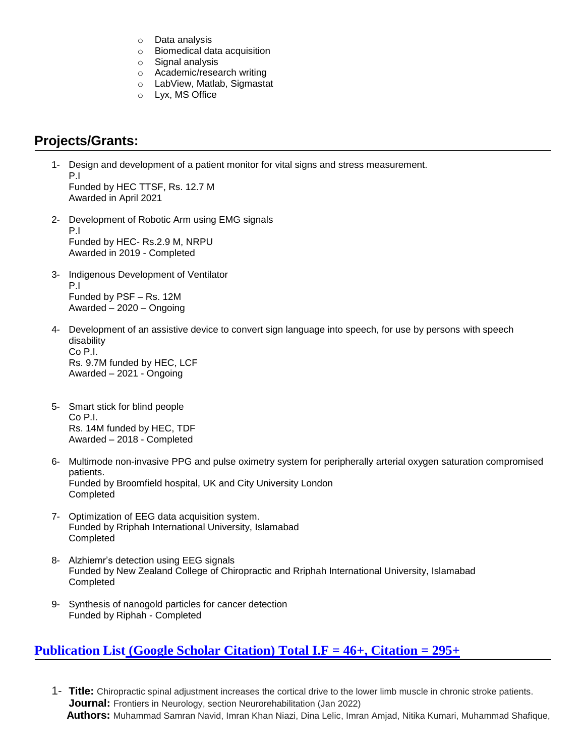- Data analysis
- Biomedical data acquisition
- Signal analysis
- Academic/research writing
- LabView, Matlab, Sigmastat
- Lyx, MS Office

## Projects/Grants:

1- Design and development of a patient monitor for vital signs and stress measurement.
P.I
Funded by HEC TTSF, Rs. 12.7 M
Awarded in April 2021

2- Development of Robotic Arm using EMG signals
P.I
Funded by HEC- Rs.2.9 M, NRPU
Awarded in 2019 - Completed

3- Indigenous Development of Ventilator
P.I
Funded by PSF – Rs. 12M
Awarded – 2020 – Ongoing

4- Development of an assistive device to convert sign language into speech, for use by persons with speech disability
Co P.I.
Rs. 9.7M funded by HEC, LCF
Awarded – 2021 - Ongoing

5- Smart stick for blind people
Co P.I.
Rs. 14M funded by HEC, TDF
Awarded – 2018 - Completed

6- Multimode non-invasive PPG and pulse oximetry system for peripherally arterial oxygen saturation compromised patients.
Funded by Broomfield hospital, UK and City University London
Completed

7- Optimization of EEG data acquisition system.
Funded by Rriphah International University, Islamabad
Completed

8- Alzhiemr's detection using EEG signals
Funded by New Zealand College of Chiropractic and Rriphah International University, Islamabad
Completed

9- Synthesis of nanogold particles for cancer detection
Funded by Riphah - Completed

## Publication List (Google Scholar Citation) Total I.F = 46+, Citation = 295+

1- **Title:** Chiropractic spinal adjustment increases the cortical drive to the lower limb muscle in chronic stroke patients.
**Journal:** Frontiers in Neurology, section Neurorehabilitation (Jan 2022)
**Authors:** Muhammad Samran Navid, Imran Khan Niazi, Dina Lelic, Imran Amjad, Nitika Kumari, Muhammad Shafique,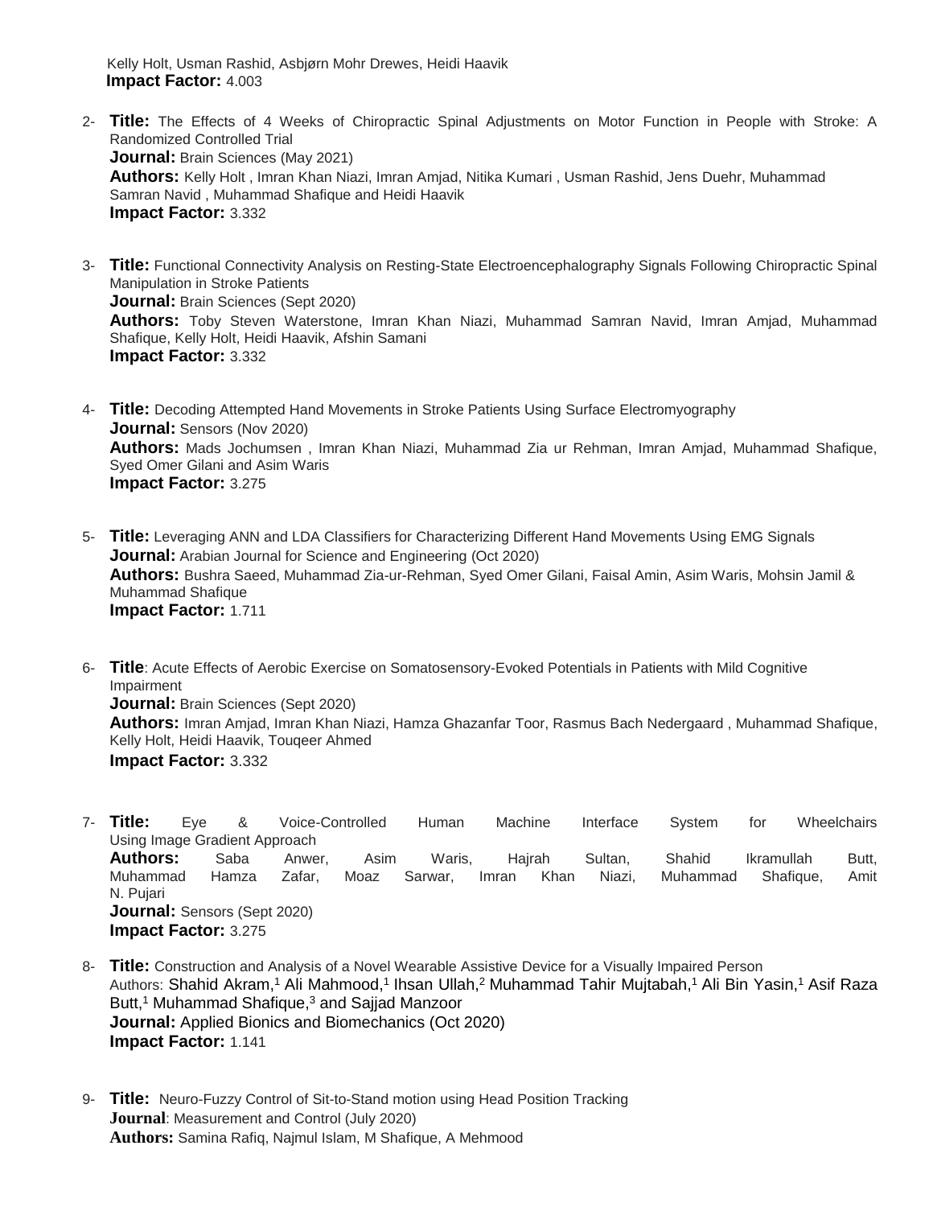Kelly Holt, Usman Rashid, Asbjørn Mohr Drewes, Heidi Haavik
**Impact Factor:** 4.003

2- **Title:** The Effects of 4 Weeks of Chiropractic Spinal Adjustments on Motor Function in People with Stroke: A Randomized Controlled Trial
   **Journal:** Brain Sciences (May 2021)
   **Authors:** Kelly Holt , Imran Khan Niazi, Imran Amjad, Nitika Kumari , Usman Rashid, Jens Duehr, Muhammad Samran Navid , Muhammad Shafique and Heidi Haavik
   **Impact Factor:** 3.332

3- **Title:** Functional Connectivity Analysis on Resting-State Electroencephalography Signals Following Chiropractic Spinal Manipulation in Stroke Patients
   **Journal:** Brain Sciences (Sept 2020)
   **Authors:** Toby Steven Waterstone, Imran Khan Niazi, Muhammad Samran Navid, Imran Amjad, Muhammad Shafique, Kelly Holt, Heidi Haavik, Afshin Samani
   **Impact Factor:** 3.332

4- **Title:** Decoding Attempted Hand Movements in Stroke Patients Using Surface Electromyography
   **Journal:** Sensors (Nov 2020)
   **Authors:** Mads Jochumsen , Imran Khan Niazi, Muhammad Zia ur Rehman, Imran Amjad, Muhammad Shafique, Syed Omer Gilani and Asim Waris
   **Impact Factor:** 3.275

5- **Title:** Leveraging ANN and LDA Classifiers for Characterizing Different Hand Movements Using EMG Signals
   **Journal:** Arabian Journal for Science and Engineering (Oct 2020)
   **Authors:** Bushra Saeed, Muhammad Zia-ur-Rehman, Syed Omer Gilani, Faisal Amin, Asim Waris, Mohsin Jamil & Muhammad Shafique
   **Impact Factor:** 1.711

6- **Title**: Acute Effects of Aerobic Exercise on Somatosensory-Evoked Potentials in Patients with Mild Cognitive Impairment
   **Journal:** Brain Sciences (Sept 2020)
   **Authors:** Imran Amjad, Imran Khan Niazi, Hamza Ghazanfar Toor, Rasmus Bach Nedergaard , Muhammad Shafique, Kelly Holt, Heidi Haavik, Touqeer Ahmed
   **Impact Factor:** 3.332

7- **Title:** Eye & Voice-Controlled Human Machine Interface System for Wheelchairs Using Image Gradient Approach
   **Authors:** Saba Anwer, Asim Waris, Hajrah Sultan, Shahid Ikramullah Butt, Muhammad Hamza Zafar, Moaz Sarwar, Imran Khan Niazi, Muhammad Shafique, Amit N. Pujari
   **Journal:** Sensors (Sept 2020)
   **Impact Factor:** 3.275

8- **Title:** Construction and Analysis of a Novel Wearable Assistive Device for a Visually Impaired Person
   Authors: Shahid Akram,[1] Ali Mahmood,[1] Ihsan Ullah,[2] Muhammad Tahir Mujtabah,[1] Ali Bin Yasin,[1] Asif Raza Butt,[1] Muhammad Shafique,[3] and Sajjad Manzoor
   **Journal:** Applied Bionics and Biomechanics (Oct 2020)
   **Impact Factor:** 1.141

9- **Title:** Neuro-Fuzzy Control of Sit-to-Stand motion using Head Position Tracking
   **Journal**: Measurement and Control (July 2020)
   **Authors:** Samina Rafiq, Najmul Islam, M Shafique, A Mehmood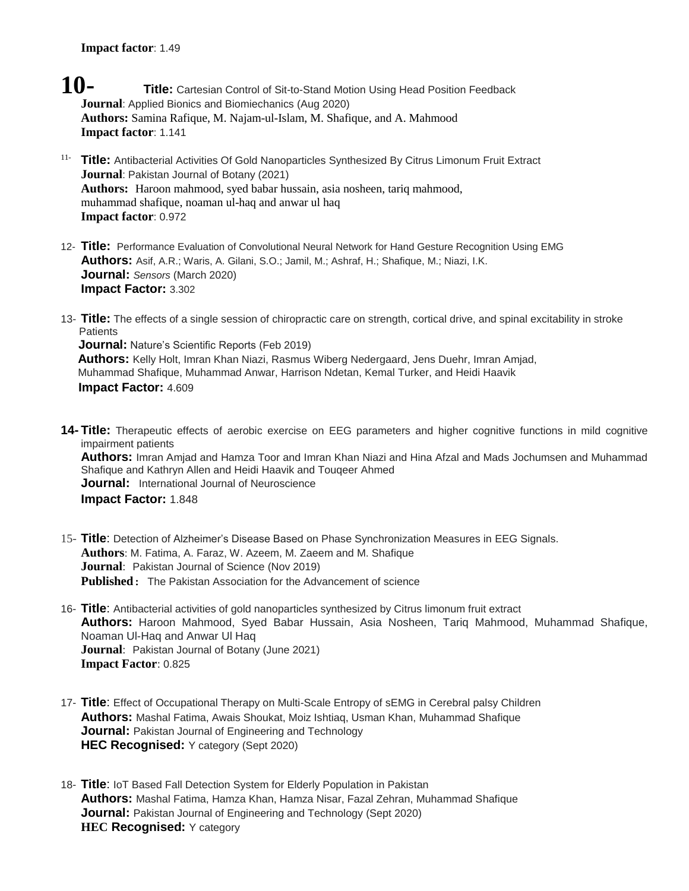**Impact factor**: 1.49

10- **Title:** Cartesian Control of Sit-to-Stand Motion Using Head Position Feedback
**Journal**: Applied Bionics and Biomiechanics (Aug 2020)
**Authors:** Samina Rafique, M. Najam-ul-Islam, M. Shafique, and A. Mahmood
**Impact factor**: 1.141

11- **Title:** Antibacterial Activities Of Gold Nanoparticles Synthesized By Citrus Limonum Fruit Extract
**Journal**: Pakistan Journal of Botany (2021)
**Authors:** Haroon mahmood, syed babar hussain, asia nosheen, tariq mahmood, muhammad shafique, noaman ul-haq and anwar ul haq
**Impact factor**: 0.972

12- **Title:** Performance Evaluation of Convolutional Neural Network for Hand Gesture Recognition Using EMG
**Authors:** Asif, A.R.; Waris, A. Gilani, S.O.; Jamil, M.; Ashraf, H.; Shafique, M.; Niazi, I.K.
**Journal:** *Sensors* (March 2020)
**Impact Factor:** 3.302

13- **Title:** The effects of a single session of chiropractic care on strength, cortical drive, and spinal excitability in stroke Patients
**Journal:** Nature's Scientific Reports (Feb 2019)
**Authors:** Kelly Holt, Imran Khan Niazi, Rasmus Wiberg Nedergaard, Jens Duehr, Imran Amjad, Muhammad Shafique, Muhammad Anwar, Harrison Ndetan, Kemal Turker, and Heidi Haavik
**Impact Factor:** 4.609

14- **Title:** Therapeutic effects of aerobic exercise on EEG parameters and higher cognitive functions in mild cognitive impairment patients
**Authors:** Imran Amjad and Hamza Toor and Imran Khan Niazi and Hina Afzal and Mads Jochumsen and Muhammad Shafique and Kathryn Allen and Heidi Haavik and Touqeer Ahmed
**Journal:** International Journal of Neuroscience
**Impact Factor:** 1.848

15- **Title**: Detection of Alzheimer's Disease Based on Phase Synchronization Measures in EEG Signals.
**Authors**: M. Fatima, A. Faraz, W. Azeem, M. Zaeem and M. Shafique
**Journal**: Pakistan Journal of Science (Nov 2019)
**Published :** The Pakistan Association for the Advancement of science

16- **Title**: Antibacterial activities of gold nanoparticles synthesized by Citrus limonum fruit extract
**Authors:** Haroon Mahmood, Syed Babar Hussain, Asia Nosheen, Tariq Mahmood, Muhammad Shafique, Noaman Ul-Haq and Anwar Ul Haq
**Journal**: Pakistan Journal of Botany (June 2021)
**Impact Factor**: 0.825

17- **Title**: Effect of Occupational Therapy on Multi-Scale Entropy of sEMG in Cerebral palsy Children
**Authors:** Mashal Fatima, Awais Shoukat, Moiz Ishtiaq, Usman Khan, Muhammad Shafique
**Journal:** Pakistan Journal of Engineering and Technology
**HEC Recognised:** Y category (Sept 2020)

18- **Title**: IoT Based Fall Detection System for Elderly Population in Pakistan
**Authors:** Mashal Fatima, Hamza Khan, Hamza Nisar, Fazal Zehran, Muhammad Shafique
**Journal:** Pakistan Journal of Engineering and Technology (Sept 2020)
**HEC Recognised:** Y category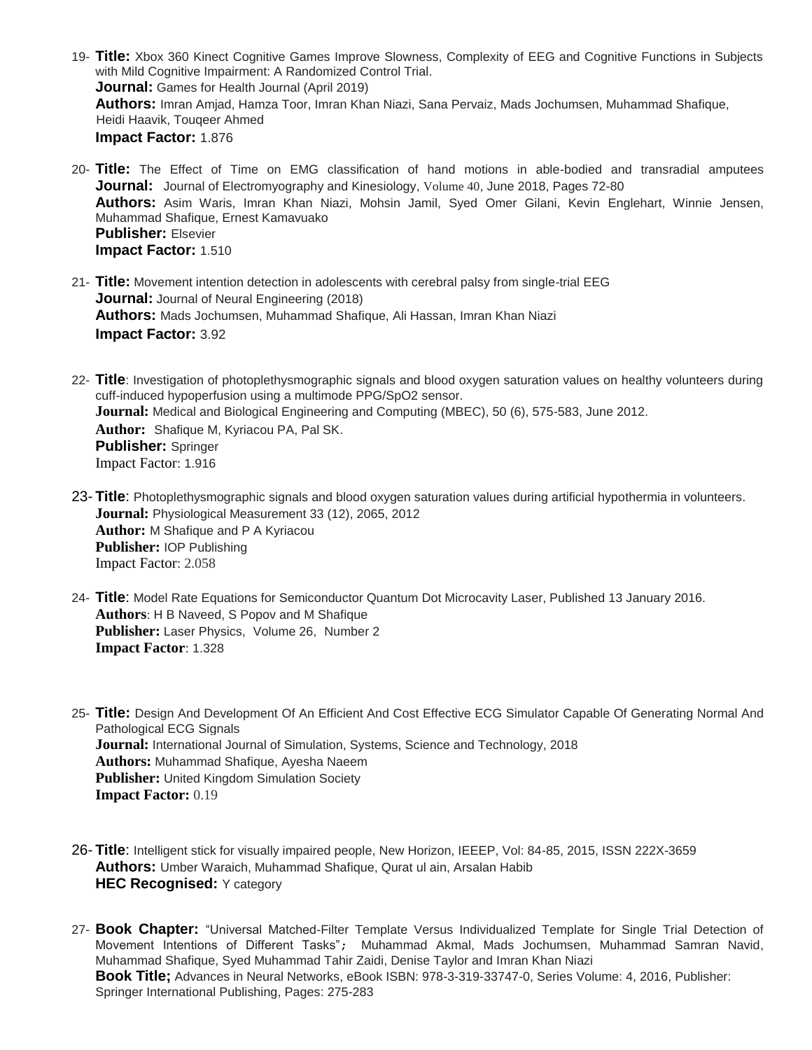19- **Title:** Xbox 360 Kinect Cognitive Games Improve Slowness, Complexity of EEG and Cognitive Functions in Subjects with Mild Cognitive Impairment: A Randomized Control Trial.
**Journal:** Games for Health Journal (April 2019)
**Authors:** Imran Amjad, Hamza Toor, Imran Khan Niazi, Sana Pervaiz, Mads Jochumsen, Muhammad Shafique, Heidi Haavik, Touqeer Ahmed
**Impact Factor:** 1.876

20- **Title:** The Effect of Time on EMG classification of hand motions in able-bodied and transradial amputees
**Journal:** Journal of Electromyography and Kinesiology, Volume 40, June 2018, Pages 72-80
**Authors:** Asim Waris, Imran Khan Niazi, Mohsin Jamil, Syed Omer Gilani, Kevin Englehart, Winnie Jensen, Muhammad Shafique, Ernest Kamavuako
**Publisher:** Elsevier
**Impact Factor:** 1.510

21- **Title:** Movement intention detection in adolescents with cerebral palsy from single-trial EEG
**Journal:** Journal of Neural Engineering (2018)
**Authors:** Mads Jochumsen, Muhammad Shafique, Ali Hassan, Imran Khan Niazi
**Impact Factor:** 3.92

22- **Title**: Investigation of photoplethysmographic signals and blood oxygen saturation values on healthy volunteers during cuff-induced hypoperfusion using a multimode PPG/SpO2 sensor.
**Journal:** Medical and Biological Engineering and Computing (MBEC), 50 (6), 575-583, June 2012.
**Author:** Shafique M, Kyriacou PA, Pal SK.
**Publisher:** Springer
Impact Factor: 1.916

23- **Title**: Photoplethysmographic signals and blood oxygen saturation values during artificial hypothermia in volunteers.
**Journal:** Physiological Measurement 33 (12), 2065, 2012
**Author:** M Shafique and P A Kyriacou
**Publisher:** IOP Publishing
Impact Factor: 2.058

24- **Title**: Model Rate Equations for Semiconductor Quantum Dot Microcavity Laser, Published 13 January 2016.
**Authors**: H B Naveed, S Popov and M Shafique
**Publisher:** Laser Physics, Volume 26, Number 2
**Impact Factor**: 1.328

25- **Title:** Design And Development Of An Efficient And Cost Effective ECG Simulator Capable Of Generating Normal And Pathological ECG Signals
**Journal:** International Journal of Simulation, Systems, Science and Technology, 2018
**Authors:** Muhammad Shafique, Ayesha Naeem
**Publisher:** United Kingdom Simulation Society
**Impact Factor:** 0.19

26- **Title**: Intelligent stick for visually impaired people, New Horizon, IEEEP, Vol: 84-85, 2015, ISSN 222X-3659
**Authors:** Umber Waraich, Muhammad Shafique, Qurat ul ain, Arsalan Habib
**HEC Recognised:** Y category

27- **Book Chapter:** "Universal Matched-Filter Template Versus Individualized Template for Single Trial Detection of Movement Intentions of Different Tasks"; Muhammad Akmal, Mads Jochumsen, Muhammad Samran Navid, Muhammad Shafique, Syed Muhammad Tahir Zaidi, Denise Taylor and Imran Khan Niazi
**Book Title;** Advances in Neural Networks, eBook ISBN: 978-3-319-33747-0, Series Volume: 4, 2016, Publisher: Springer International Publishing, Pages: 275-283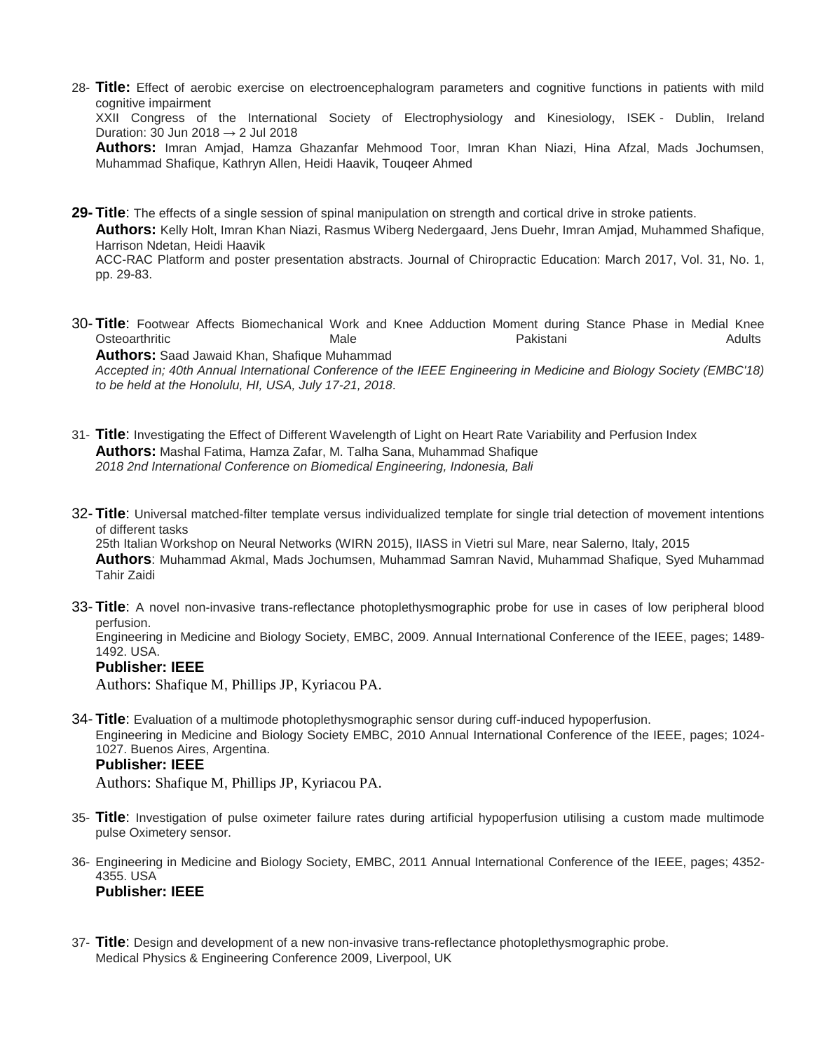28- **Title:** Effect of aerobic exercise on electroencephalogram parameters and cognitive functions in patients with mild cognitive impairment
XXII Congress of the International Society of Electrophysiology and Kinesiology, ISEK - Dublin, Ireland
Duration: 30 Jun 2018 → 2 Jul 2018
**Authors:** Imran Amjad, Hamza Ghazanfar Mehmood Toor, Imran Khan Niazi, Hina Afzal, Mads Jochumsen, Muhammad Shafique, Kathryn Allen, Heidi Haavik, Touqeer Ahmed

**29- Title**: The effects of a single session of spinal manipulation on strength and cortical drive in stroke patients.
**Authors:** Kelly Holt, Imran Khan Niazi, Rasmus Wiberg Nedergaard, Jens Duehr, Imran Amjad, Muhammed Shafique, Harrison Ndetan, Heidi Haavik
ACC-RAC Platform and poster presentation abstracts. Journal of Chiropractic Education: March 2017, Vol. 31, No. 1, pp. 29-83.

30- **Title**: Footwear Affects Biomechanical Work and Knee Adduction Moment during Stance Phase in Medial Knee Osteoarthritic Male Pakistani Adults
**Authors:** Saad Jawaid Khan, Shafique Muhammad
*Accepted in; 40th Annual International Conference of the IEEE Engineering in Medicine and Biology Society (EMBC'18) to be held at the Honolulu, HI, USA, July 17-21, 2018*.

31- **Title**: Investigating the Effect of Different Wavelength of Light on Heart Rate Variability and Perfusion Index
**Authors:** Mashal Fatima, Hamza Zafar, M. Talha Sana, Muhammad Shafique
*2018 2nd International Conference on Biomedical Engineering, Indonesia, Bali*

32- **Title**: Universal matched-filter template versus individualized template for single trial detection of movement intentions of different tasks
25th Italian Workshop on Neural Networks (WIRN 2015), IIASS in Vietri sul Mare, near Salerno, Italy, 2015
**Authors**: Muhammad Akmal, Mads Jochumsen, Muhammad Samran Navid, Muhammad Shafique, Syed Muhammad Tahir Zaidi

33- **Title**: A novel non-invasive trans-reflectance photoplethysmographic probe for use in cases of low peripheral blood perfusion.
Engineering in Medicine and Biology Society, EMBC, 2009. Annual International Conference of the IEEE, pages; 1489-1492. USA.
**Publisher: IEEE**
Authors: Shafique M, Phillips JP, Kyriacou PA.

34- **Title**: Evaluation of a multimode photoplethysmographic sensor during cuff-induced hypoperfusion.
Engineering in Medicine and Biology Society EMBC, 2010 Annual International Conference of the IEEE, pages; 1024-1027. Buenos Aires, Argentina.
**Publisher: IEEE**
Authors: Shafique M, Phillips JP, Kyriacou PA.

35- **Title**: Investigation of pulse oximeter failure rates during artificial hypoperfusion utilising a custom made multimode pulse Oximetery sensor.

36- Engineering in Medicine and Biology Society, EMBC, 2011 Annual International Conference of the IEEE, pages; 4352-4355. USA
**Publisher: IEEE**

37- **Title**: Design and development of a new non-invasive trans-reflectance photoplethysmographic probe.
Medical Physics & Engineering Conference 2009, Liverpool, UK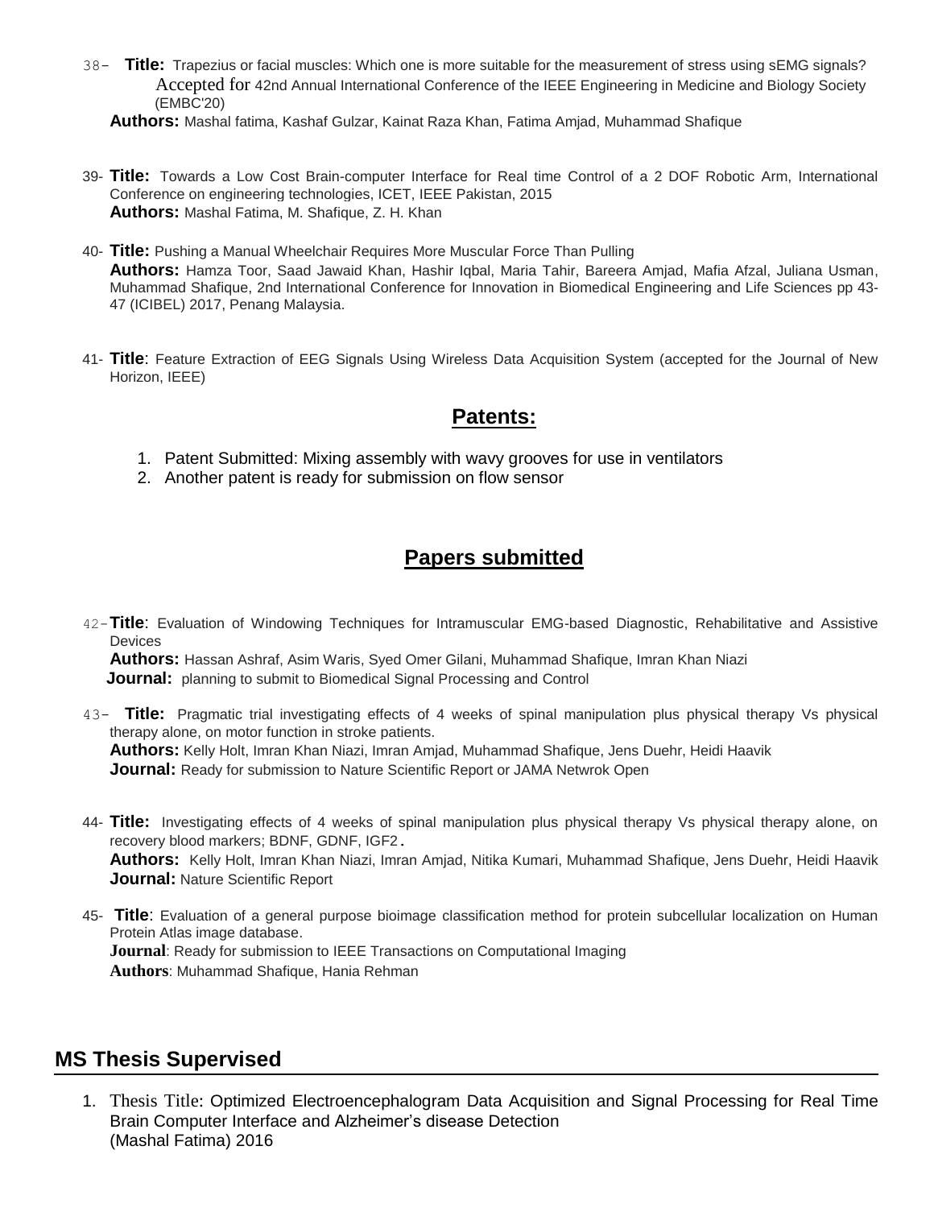38- **Title:** Trapezius or facial muscles: Which one is more suitable for the measurement of stress using sEMG signals? Accepted for 42nd Annual International Conference of the IEEE Engineering in Medicine and Biology Society (EMBC'20)
**Authors:** Mashal fatima, Kashaf Gulzar, Kainat Raza Khan, Fatima Amjad, Muhammad Shafique

39- **Title:** Towards a Low Cost Brain-computer Interface for Real time Control of a 2 DOF Robotic Arm, International Conference on engineering technologies, ICET, IEEE Pakistan, 2015
**Authors:** Mashal Fatima, M. Shafique, Z. H. Khan

40- **Title:** Pushing a Manual Wheelchair Requires More Muscular Force Than Pulling
**Authors:** Hamza Toor, Saad Jawaid Khan, Hashir Iqbal, Maria Tahir, Bareera Amjad, Mafia Afzal, Juliana Usman, Muhammad Shafique, 2nd International Conference for Innovation in Biomedical Engineering and Life Sciences pp 43-47 (ICIBEL) 2017, Penang Malaysia.

41- **Title**: Feature Extraction of EEG Signals Using Wireless Data Acquisition System (accepted for the Journal of New Horizon, IEEE)

## Patents:

1. Patent Submitted: Mixing assembly with wavy grooves for use in ventilators
2. Another patent is ready for submission on flow sensor

## Papers submitted

42- **Title**: Evaluation of Windowing Techniques for Intramuscular EMG-based Diagnostic, Rehabilitative and Assistive Devices
**Authors:** Hassan Ashraf, Asim Waris, Syed Omer Gilani, Muhammad Shafique, Imran Khan Niazi
**Journal:** planning to submit to Biomedical Signal Processing and Control

43- **Title:** Pragmatic trial investigating effects of 4 weeks of spinal manipulation plus physical therapy Vs physical therapy alone, on motor function in stroke patients.
**Authors:** Kelly Holt, Imran Khan Niazi, Imran Amjad, Muhammad Shafique, Jens Duehr, Heidi Haavik
**Journal:** Ready for submission to Nature Scientific Report or JAMA Netwrok Open

44- **Title:** Investigating effects of 4 weeks of spinal manipulation plus physical therapy Vs physical therapy alone, on recovery blood markers; BDNF, GDNF, IGF2.
**Authors:** Kelly Holt, Imran Khan Niazi, Imran Amjad, Nitika Kumari, Muhammad Shafique, Jens Duehr, Heidi Haavik
**Journal:** Nature Scientific Report

45- **Title**: Evaluation of a general purpose bioimage classification method for protein subcellular localization on Human Protein Atlas image database.
**Journal**: Ready for submission to IEEE Transactions on Computational Imaging
**Authors**: Muhammad Shafique, Hania Rehman

## MS Thesis Supervised

1. Thesis Title: Optimized Electroencephalogram Data Acquisition and Signal Processing for Real Time Brain Computer Interface and Alzheimer's disease Detection
(Mashal Fatima) 2016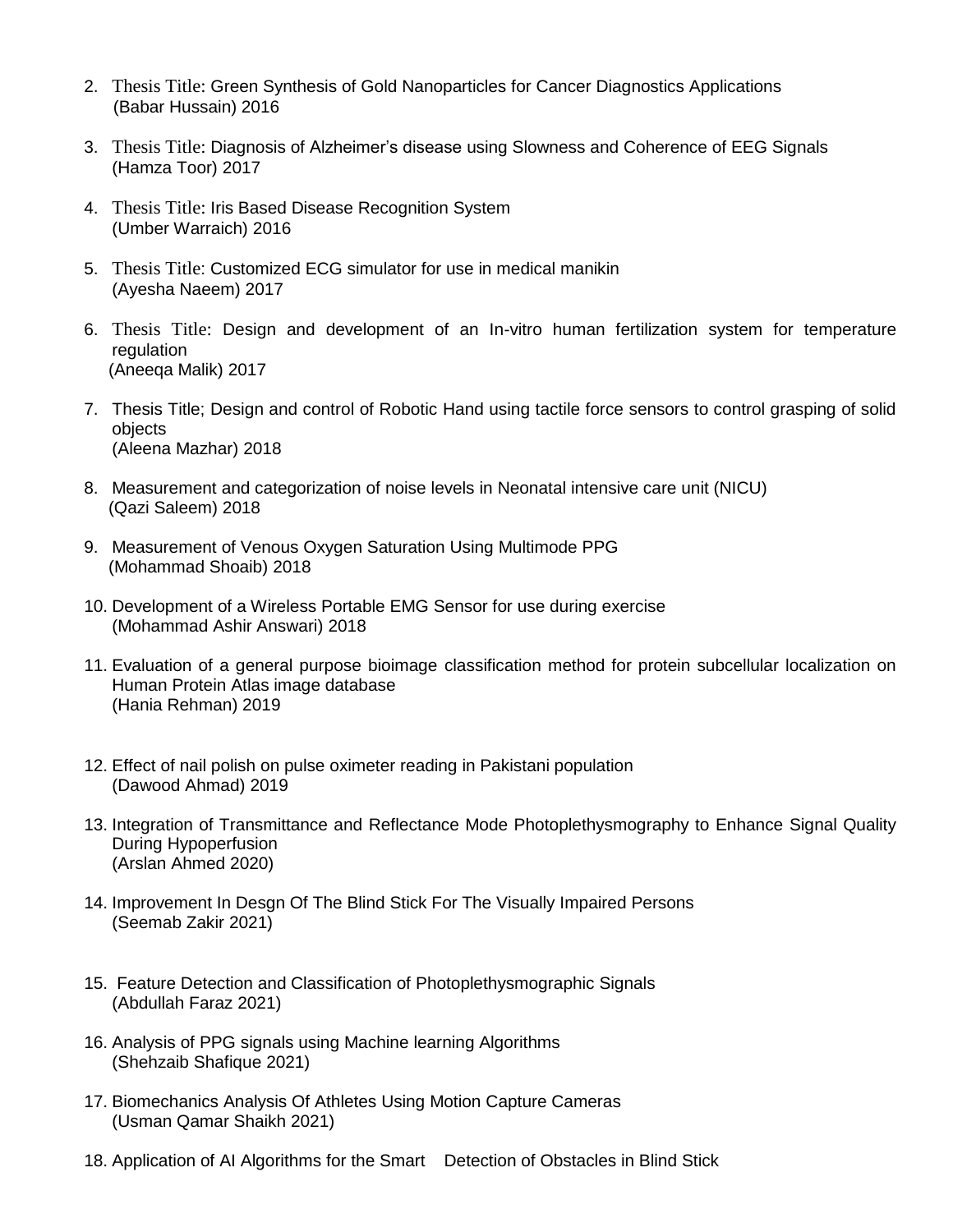2. Thesis Title: Green Synthesis of Gold Nanoparticles for Cancer Diagnostics Applications
   (Babar Hussain) 2016

3. Thesis Title: Diagnosis of Alzheimer's disease using Slowness and Coherence of EEG Signals
   (Hamza Toor) 2017

4. Thesis Title: Iris Based Disease Recognition System
   (Umber Warraich) 2016

5. Thesis Title: Customized ECG simulator for use in medical manikin
   (Ayesha Naeem) 2017

6. Thesis Title: Design and development of an In-vitro human fertilization system for temperature regulation
   (Aneeqa Malik) 2017

7. Thesis Title; Design and control of Robotic Hand using tactile force sensors to control grasping of solid objects
   (Aleena Mazhar) 2018

8. Measurement and categorization of noise levels in Neonatal intensive care unit (NICU)
   (Qazi Saleem) 2018

9. Measurement of Venous Oxygen Saturation Using Multimode PPG
   (Mohammad Shoaib) 2018

10. Development of a Wireless Portable EMG Sensor for use during exercise
    (Mohammad Ashir Answari) 2018

11. Evaluation of a general purpose bioimage classification method for protein subcellular localization on Human Protein Atlas image database
    (Hania Rehman) 2019

12. Effect of nail polish on pulse oximeter reading in Pakistani population
    (Dawood Ahmad) 2019

13. Integration of Transmittance and Reflectance Mode Photoplethysmography to Enhance Signal Quality During Hypoperfusion
    (Arslan Ahmed 2020)

14. Improvement In Desgn Of The Blind Stick For The Visually Impaired Persons
    (Seemab Zakir 2021)

15. Feature Detection and Classification of Photoplethysmographic Signals
    (Abdullah Faraz 2021)

16. Analysis of PPG signals using Machine learning Algorithms
    (Shehzaib Shafique 2021)

17. Biomechanics Analysis Of Athletes Using Motion Capture Cameras
    (Usman Qamar Shaikh 2021)

18. Application of AI Algorithms for the Smart Detection of Obstacles in Blind Stick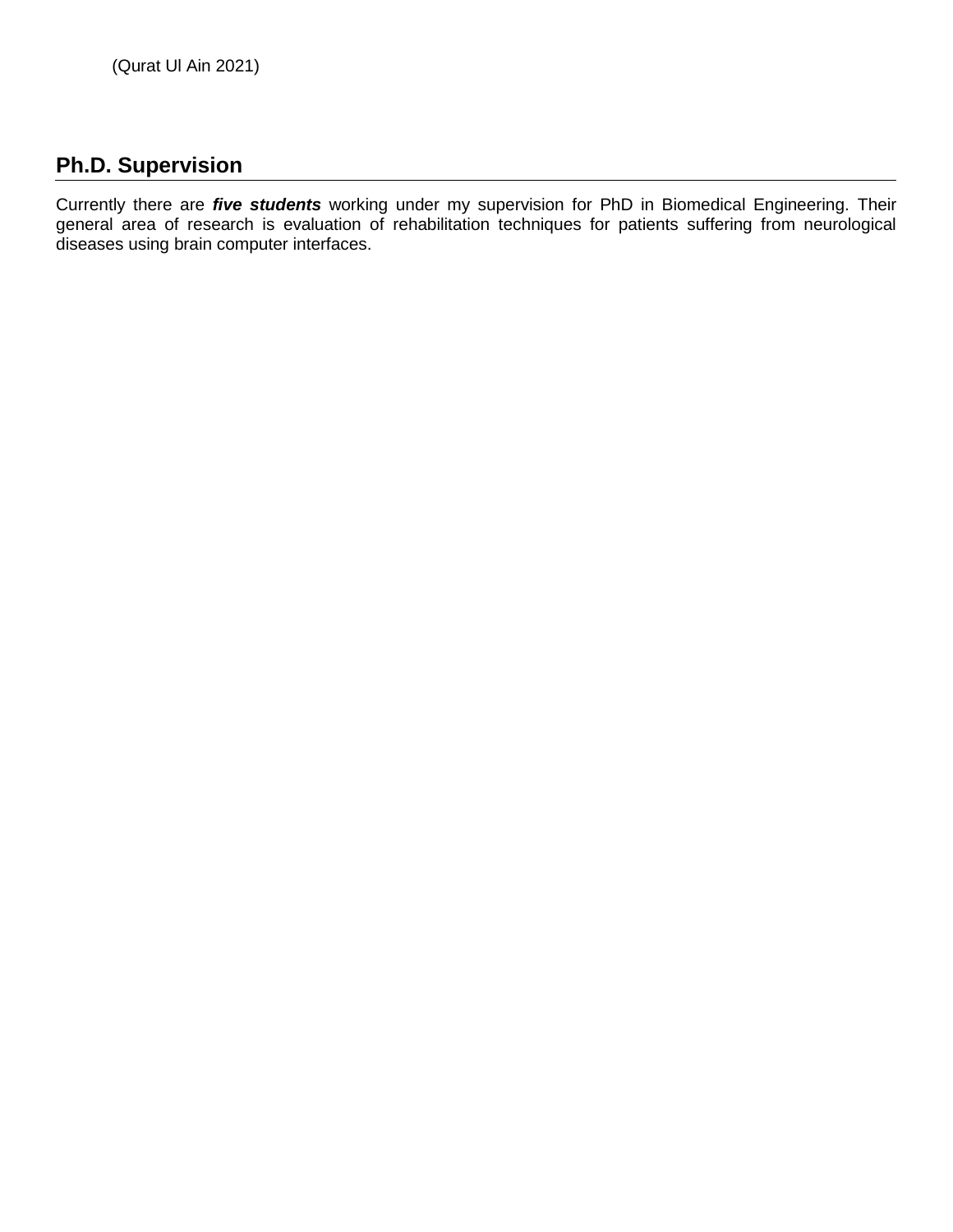(Qurat Ul Ain 2021)

## Ph.D. Supervision

Currently there are ***five students*** working under my supervision for PhD in Biomedical Engineering. Their general area of research is evaluation of rehabilitation techniques for patients suffering from neurological diseases using brain computer interfaces.